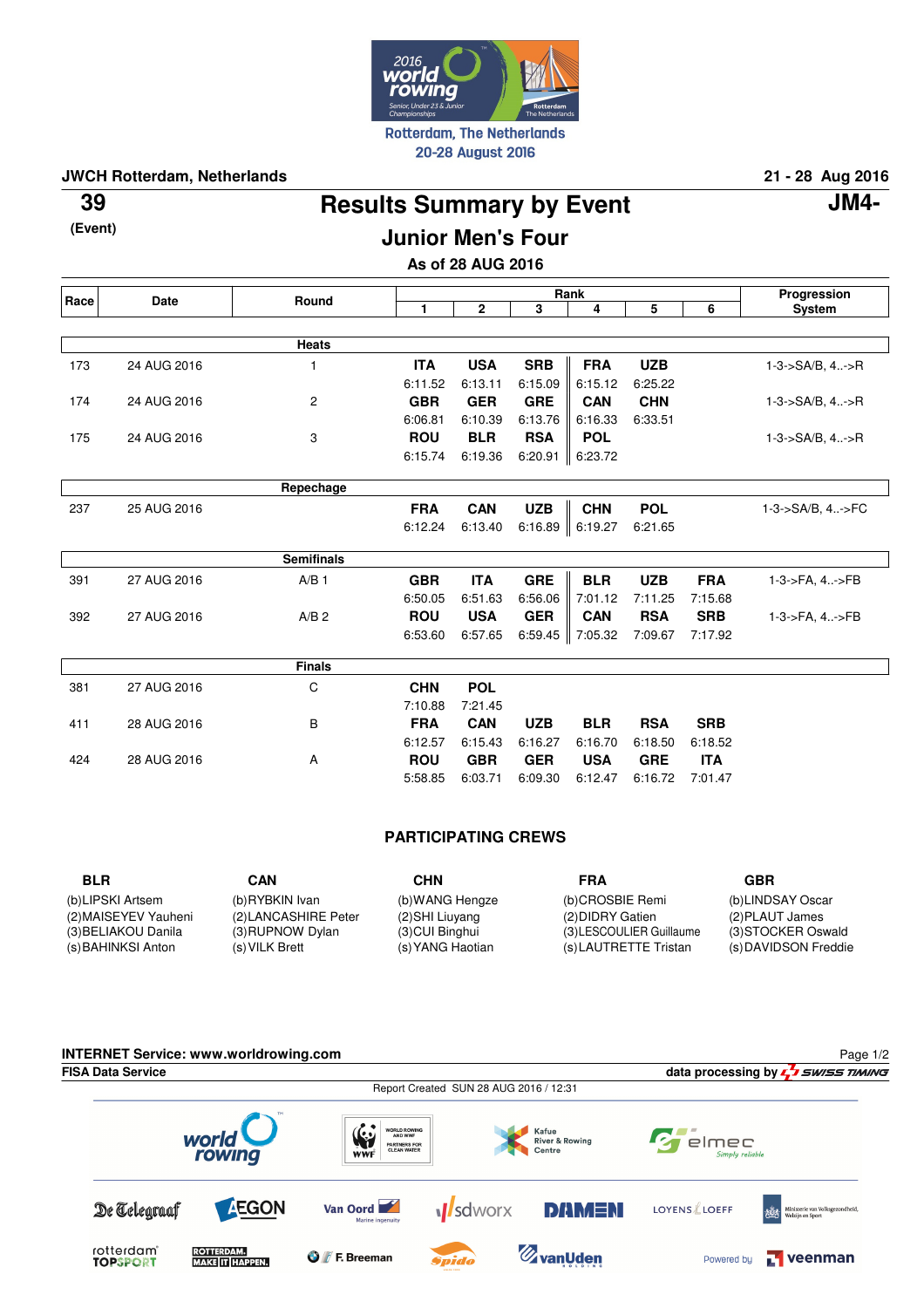Rotterdam, The Netherlands
20-28 August 2016

**JWCH Rotterdam, Netherlands** **21 - 28 Aug 2016**

**39**
(Event)

# Results Summary by Event

**JM4-**

## Junior Men's Four

**As of 28 AUG 2016**

| Race | Date | Round | Rank 1 | 2 | 3 | 4 | 5 | 6 | Progression System |
|---|---|---|---|---|---|---|---|---|---|
| | | **Heats** | | | | | | | |
| 173 | 24 AUG 2016 | 1 | **ITA** 6:11.52 | **USA** 6:13.11 | **SRB** 6:15.09 | **FRA** 6:15.12 | **UZB** 6:25.22 | | 1-3->SA/B, 4..->R |
| 174 | 24 AUG 2016 | 2 | **GBR** 6:06.81 | **GER** 6:10.39 | **GRE** 6:13.76 | **CAN** 6:16.33 | **CHN** 6:33.51 | | 1-3->SA/B, 4..->R |
| 175 | 24 AUG 2016 | 3 | **ROU** 6:15.74 | **BLR** 6:19.36 | **RSA** 6:20.91 | **POL** 6:23.72 | | | 1-3->SA/B, 4..->R |
| | | **Repechage** | | | | | | | |
| 237 | 25 AUG 2016 | | **FRA** 6:12.24 | **CAN** 6:13.40 | **UZB** 6:16.89 | **CHN** 6:19.27 | **POL** 6:21.65 | | 1-3->SA/B, 4..->FC |
| | | **Semifinals** | | | | | | | |
| 391 | 27 AUG 2016 | A/B 1 | **GBR** 6:50.05 | **ITA** 6:51.63 | **GRE** 6:56.06 | **BLR** 7:01.12 | **UZB** 7:11.25 | **FRA** 7:15.68 | 1-3->FA, 4..->FB |
| 392 | 27 AUG 2016 | A/B 2 | **ROU** 6:53.60 | **USA** 6:57.65 | **GER** 6:59.45 | **CAN** 7:05.32 | **RSA** 7:09.67 | **SRB** 7:17.92 | 1-3->FA, 4..->FB |
| | | **Finals** | | | | | | | |
| 381 | 27 AUG 2016 | C | **CHN** 7:10.88 | **POL** 7:21.45 | | | | | |
| 411 | 28 AUG 2016 | B | **FRA** 6:12.57 | **CAN** 6:15.43 | **UZB** 6:16.27 | **BLR** 6:16.70 | **RSA** 6:18.50 | **SRB** 6:18.52 | |
| 424 | 28 AUG 2016 | A | **ROU** 5:58.85 | **GBR** 6:03.71 | **GER** 6:09.30 | **USA** 6:12.47 | **GRE** 6:16.72 | **ITA** 7:01.47 | |

### PARTICIPATING CREWS

| BLR | CAN | CHN | FRA | GBR |
|---|---|---|---|---|
| (b)LIPSKI Artsem | (b)RYBKIN Ivan | (b)WANG Hengze | (b)CROSBIE Remi | (b)LINDSAY Oscar |
| (2)MAISEYEV Yauheni | (2)LANCASHIRE Peter | (2)SHI Liuyang | (2)DIDRY Gatien | (2)PLAUT James |
| (3)BELIAKOU Danila | (3)RUPNOW Dylan | (3)CUI Binghui | (3)LESCOULIER Guillaume | (3)STOCKER Oswald |
| (s)BAHINKSI Anton | (s)VILK Brett | (s)YANG Haotian | (s)LAUTRETTE Tristan | (s)DAVIDSON Freddie |

**INTERNET Service: www.worldrowing.com**
**FISA Data Service** — data processing by SWISS TIMING
Report Created SUN 28 AUG 2016 / 12:31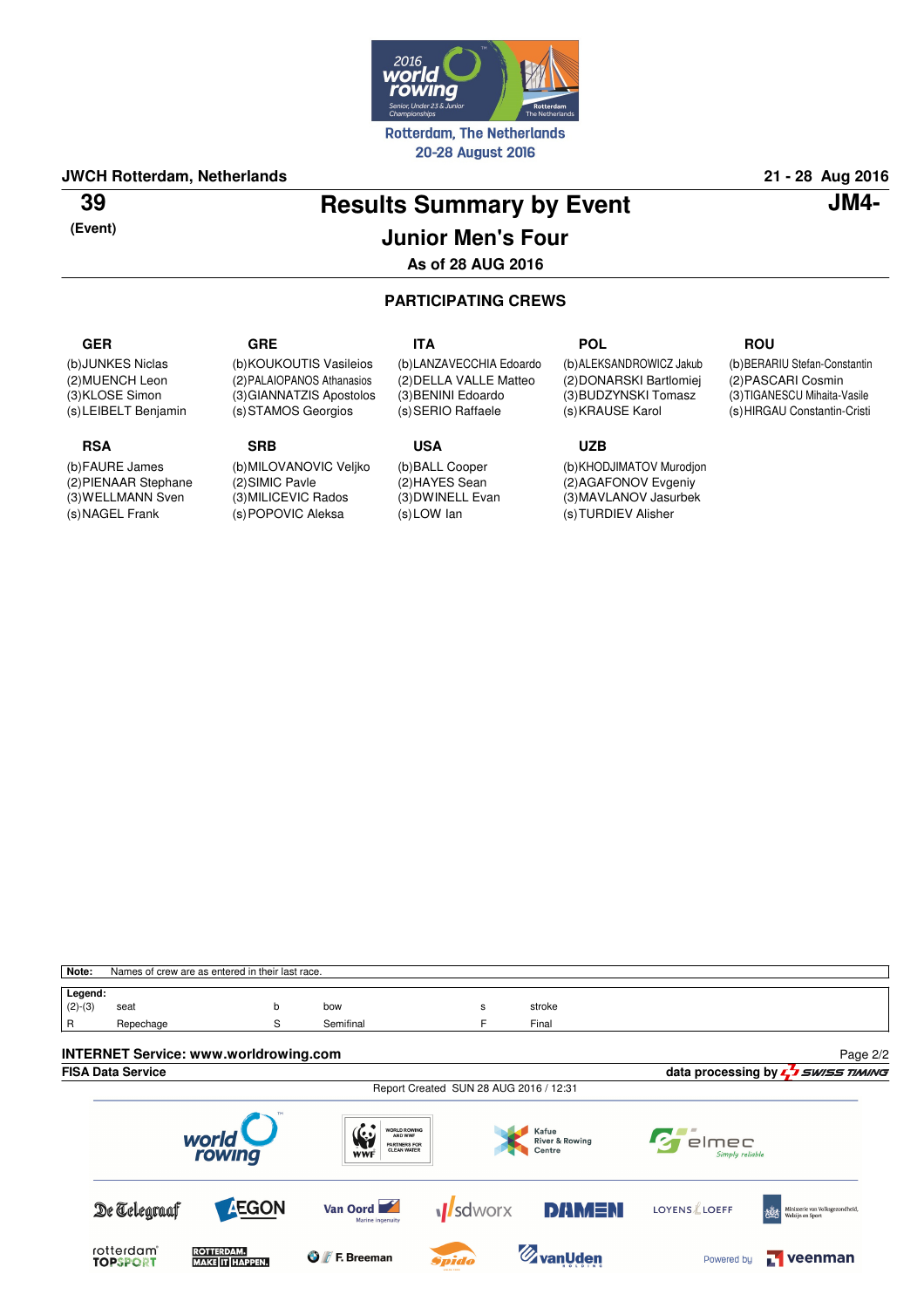Rotterdam, The Netherlands
20-28 August 2016

**JWCH Rotterdam, Netherlands** — **21 - 28 Aug 2016**

**39** (Event) — **JM4-**

# Results Summary by Event

## Junior Men's Four

### As of 28 AUG 2016

### PARTICIPATING CREWS

**GER**
(b)JUNKES Niclas
(2)MUENCH Leon
(3)KLOSE Simon
(s)LEIBELT Benjamin

**GRE**
(b)KOUKOUTIS Vasileios
(2)PALAIOPANOS Athanasios
(3)GIANNATZIS Apostolos
(s)STAMOS Georgios

**ITA**
(b)LANZAVECCHIA Edoardo
(2)DELLA VALLE Matteo
(3)BENINI Edoardo
(s)SERIO Raffaele

**POL**
(b)ALEKSANDROWICZ Jakub
(2)DONARSKI Bartlomiej
(3)BUDZYNSKI Tomasz
(s)KRAUSE Karol

**ROU**
(b)BERARIU Stefan-Constantin
(2)PASCARI Cosmin
(3)TIGANESCU Mihaita-Vasile
(s)HIRGAU Constantin-Cristi

**RSA**
(b)FAURE James
(2)PIENAAR Stephane
(3)WELLMANN Sven
(s)NAGEL Frank

**SRB**
(b)MILOVANOVIC Veljko
(2)SIMIC Pavle
(3)MILICEVIC Rados
(s)POPOVIC Aleksa

**USA**
(b)BALL Cooper
(2)HAYES Sean
(3)DWINELL Evan
(s)LOW Ian

**UZB**
(b)KHODJIMATOV Murodjon
(2)AGAFONOV Evgeniy
(3)MAVLANOV Jasurbek
(s)TURDIEV Alisher

**Note:** Names of crew are as entered in their last race.

**Legend:**

| | | | | | |
|---|---|---|---|---|---|
| (2)-(3) | seat | b | bow | s | stroke |
| R | Repechage | S | Semifinal | F | Final |

**INTERNET Service: www.worldrowing.com**
**FISA Data Service** — data processing by SWISS TIMING

Report Created SUN 28 AUG 2016 / 12:31